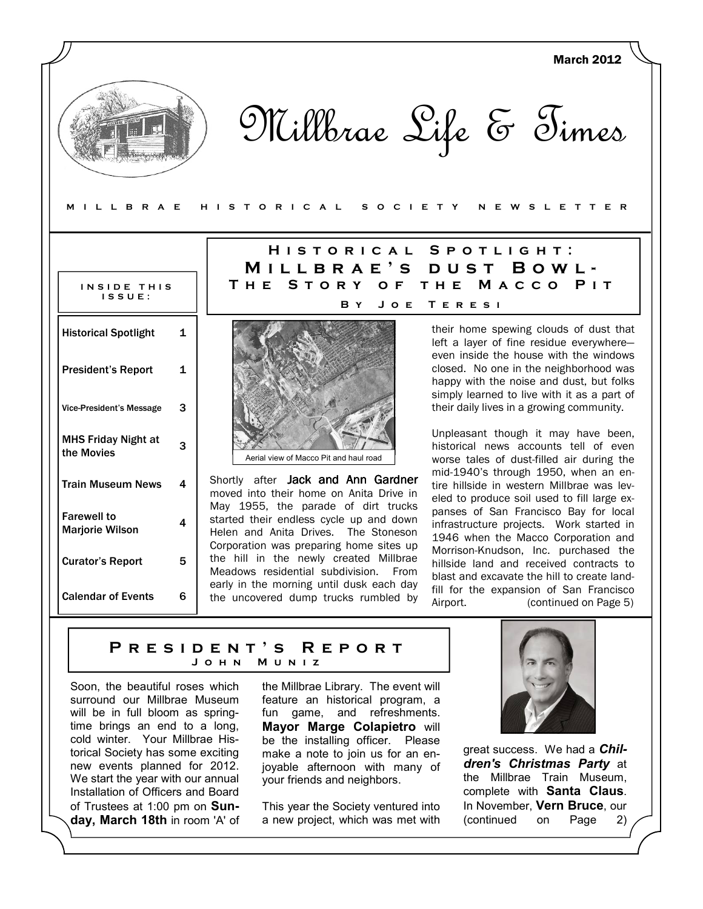March 2012

# Millbrae Life & Times

MILLBRAE HISTORICAL SOCIETY NEWSLETTER

**INSIDE THIS ISSUE:**

| | |
|---|---|
| Historical Spotlight | 1 |
| President's Report | 1 |
| Vice-President's Message | 3 |
| MHS Friday Night at the Movies | 3 |
| Train Museum News | 4 |
| Farewell to Marjorie Wilson | 4 |
| Curator's Report | 5 |
| Calendar of Events | 6 |

## Historical Spotlight: Millbrae's Dust Bowl- The Story of the Macco Pit

### By Joe Teresi

Aerial view of Macco Pit and haul road

Shortly after **Jack and Ann Gardner** moved into their home on Anita Drive in May 1955, the parade of dirt trucks started their endless cycle up and down Helen and Anita Drives. The Stoneson Corporation was preparing home sites up the hill in the newly created Millbrae Meadows residential subdivision. From early in the morning until dusk each day the uncovered dump trucks rumbled by their home spewing clouds of dust that left a layer of fine residue everywhere—even inside the house with the windows closed. No one in the neighborhood was happy with the noise and dust, but folks simply learned to live with it as a part of their daily lives in a growing community.

Unpleasant though it may have been, historical news accounts tell of even worse tales of dust-filled air during the mid-1940's through 1950, when an entire hillside in western Millbrae was leveled to produce soil used to fill large expanses of San Francisco Bay for local infrastructure projects. Work started in 1946 when the Macco Corporation and Morrison-Knudson, Inc. purchased the hillside land and received contracts to blast and excavate the hill to create landfill for the expansion of San Francisco Airport. (continued on Page 5)

## President's Report

### John Muniz

Soon, the beautiful roses which surround our Millbrae Museum will be in full bloom as springtime brings an end to a long, cold winter. Your Millbrae Historical Society has some exciting new events planned for 2012. We start the year with our annual Installation of Officers and Board of Trustees at 1:00 pm on **Sunday, March 18th** in room 'A' of the Millbrae Library. The event will feature an historical program, a fun game, and refreshments. **Mayor Marge Colapietro** will be the installing officer. Please make a note to join us for an enjoyable afternoon with many of your friends and neighbors.

This year the Society ventured into a new project, which was met with great success. We had a ***Children's Christmas Party*** at the Millbrae Train Museum, complete with **Santa Claus**. In November, **Vern Bruce**, our (continued on Page 2)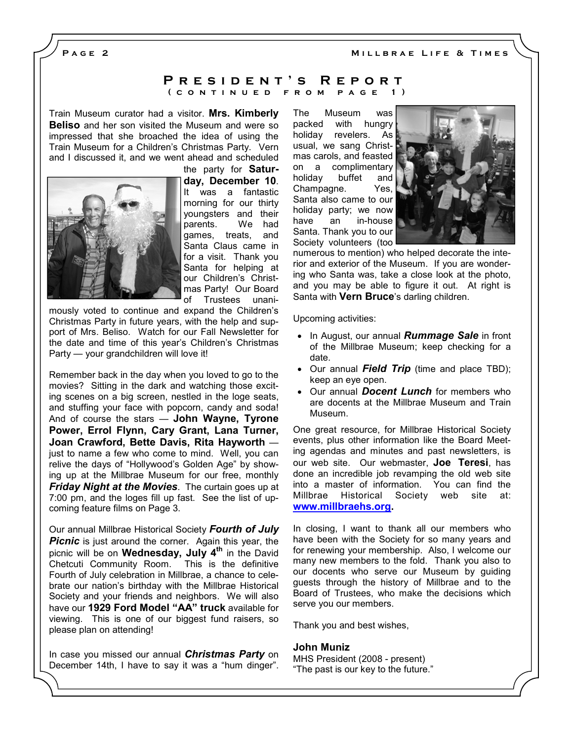## President's Report
### (Continued from Page 1)

Train Museum curator had a visitor. **Mrs. Kimberly Beliso** and her son visited the Museum and were so impressed that she broached the idea of using the Train Museum for a Children's Christmas Party. Vern and I discussed it, and we went ahead and scheduled the party for **Saturday, December 10**. It was a fantastic morning for our thirty youngsters and their parents. We had games, treats, and Santa Claus came in for a visit. Thank you Santa for helping at our Children's Christmas Party! Our Board of Trustees unanimously voted to continue and expand the Children's Christmas Party in future years, with the help and support of Mrs. Beliso. Watch for our Fall Newsletter for the date and time of this year's Children's Christmas Party — your grandchildren will love it!

Remember back in the day when you loved to go to the movies? Sitting in the dark and watching those exciting scenes on a big screen, nestled in the loge seats, and stuffing your face with popcorn, candy and soda! And of course the stars — **John Wayne, Tyrone Power, Errol Flynn, Cary Grant, Lana Turner, Joan Crawford, Bette Davis, Rita Hayworth** — just to name a few who come to mind. Well, you can relive the days of "Hollywood's Golden Age" by showing up at the Millbrae Museum for our free, monthly ***Friday Night at the Movies***. The curtain goes up at 7:00 pm, and the loges fill up fast. See the list of upcoming feature films on Page 3.

Our annual Millbrae Historical Society ***Fourth of July Picnic*** is just around the corner. Again this year, the picnic will be on **Wednesday, July 4th** in the David Chetcuti Community Room. This is the definitive Fourth of July celebration in Millbrae, a chance to celebrate our nation's birthday with the Millbrae Historical Society and your friends and neighbors. We will also have our **1929 Ford Model "AA" truck** available for viewing. This is one of our biggest fund raisers, so please plan on attending!

In case you missed our annual ***Christmas Party*** on December 14th, I have to say it was a "hum dinger". The Museum was packed with hungry holiday revelers. As usual, we sang Christmas carols, and feasted on a complimentary holiday buffet and Champagne. Yes, Santa also came to our holiday party; we now have an in-house Santa. Thank you to our Society volunteers (too numerous to mention) who helped decorate the interior and exterior of the Museum. If you are wondering who Santa was, take a close look at the photo, and you may be able to figure it out. At right is Santa with **Vern Bruce**'s darling children.

Upcoming activities:

- In August, our annual ***Rummage Sale*** in front of the Millbrae Museum; keep checking for a date.
- Our annual ***Field Trip*** (time and place TBD); keep an eye open.
- Our annual ***Docent Lunch*** for members who are docents at the Millbrae Museum and Train Museum.

One great resource, for Millbrae Historical Society events, plus other information like the Board Meeting agendas and minutes and past newsletters, is our web site. Our webmaster, **Joe Teresi**, has done an incredible job revamping the old web site into a master of information. You can find the Millbrae Historical Society web site at: **www.millbraehs.org**.

In closing, I want to thank all our members who have been with the Society for so many years and for renewing your membership. Also, I welcome our many new members to the fold. Thank you also to our docents who serve our Museum by guiding guests through the history of Millbrae and to the Board of Trustees, who make the decisions which serve you our members.

Thank you and best wishes,

**John Muniz**
MHS President (2008 - present)
"The past is our key to the future."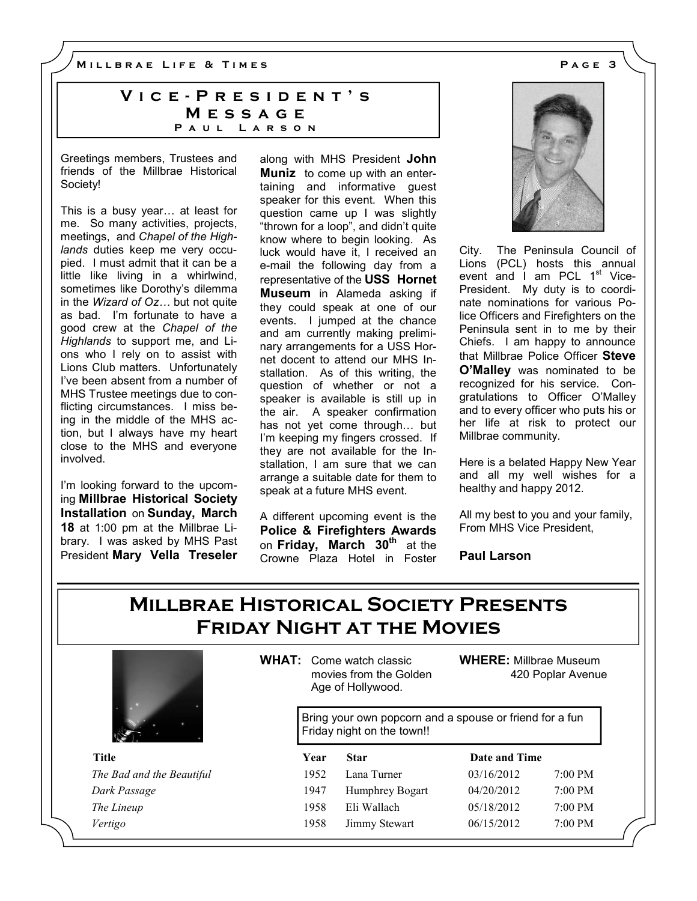## Vice-President's Message

### Paul Larson

Greetings members, Trustees and friends of the Millbrae Historical Society!

This is a busy year… at least for me. So many activities, projects, meetings, and *Chapel of the Highlands* duties keep me very occupied. I must admit that it can be a little like living in a whirlwind, sometimes like Dorothy's dilemma in the *Wizard of Oz…* but not quite as bad. I'm fortunate to have a good crew at the *Chapel of the Highlands* to support me, and Lions who I rely on to assist with Lions Club matters. Unfortunately I've been absent from a number of MHS Trustee meetings due to conflicting circumstances. I miss being in the middle of the MHS action, but I always have my heart close to the MHS and everyone involved.

I'm looking forward to the upcoming **Millbrae Historical Society Installation** on **Sunday, March 18** at 1:00 pm at the Millbrae Library. I was asked by MHS Past President **Mary Vella Treseler** along with MHS President **John Muniz** to come up with an entertaining and informative guest speaker for this event. When this question came up I was slightly "thrown for a loop", and didn't quite know where to begin looking. As luck would have it, I received an e-mail the following day from a representative of the **USS Hornet Museum** in Alameda asking if they could speak at one of our events. I jumped at the chance and am currently making preliminary arrangements for a USS Hornet docent to attend our MHS Installation. As of this writing, the question of whether or not a speaker is available is still up in the air. A speaker confirmation has not yet come through… but I'm keeping my fingers crossed. If they are not available for the Installation, I am sure that we can arrange a suitable date for them to speak at a future MHS event.

A different upcoming event is the **Police & Firefighters Awards** on **Friday, March 30th** at the Crowne Plaza Hotel in Foster City. The Peninsula Council of Lions (PCL) hosts this annual event and I am PCL 1st Vice-President. My duty is to coordinate nominations for various Police Officers and Firefighters on the Peninsula sent in to me by their Chiefs. I am happy to announce that Millbrae Police Officer **Steve O'Malley** was nominated to be recognized for his service. Congratulations to Officer O'Malley and to every officer who puts his or her life at risk to protect our Millbrae community.

Here is a belated Happy New Year and all my well wishes for a healthy and happy 2012.

All my best to you and your family,
From MHS Vice President,

**Paul Larson**

## Millbrae Historical Society Presents Friday Night at the Movies

**WHAT:** Come watch classic movies from the Golden Age of Hollywood.

**WHERE:** Millbrae Museum
420 Poplar Avenue

Bring your own popcorn and a spouse or friend for a fun Friday night on the town!!

| Title | Year | Star | Date and Time | |
|---|---|---|---|---|
| *The Bad and the Beautiful* | 1952 | Lana Turner | 03/16/2012 | 7:00 PM |
| *Dark Passage* | 1947 | Humphrey Bogart | 04/20/2012 | 7:00 PM |
| *The Lineup* | 1958 | Eli Wallach | 05/18/2012 | 7:00 PM |
| *Vertigo* | 1958 | Jimmy Stewart | 06/15/2012 | 7:00 PM |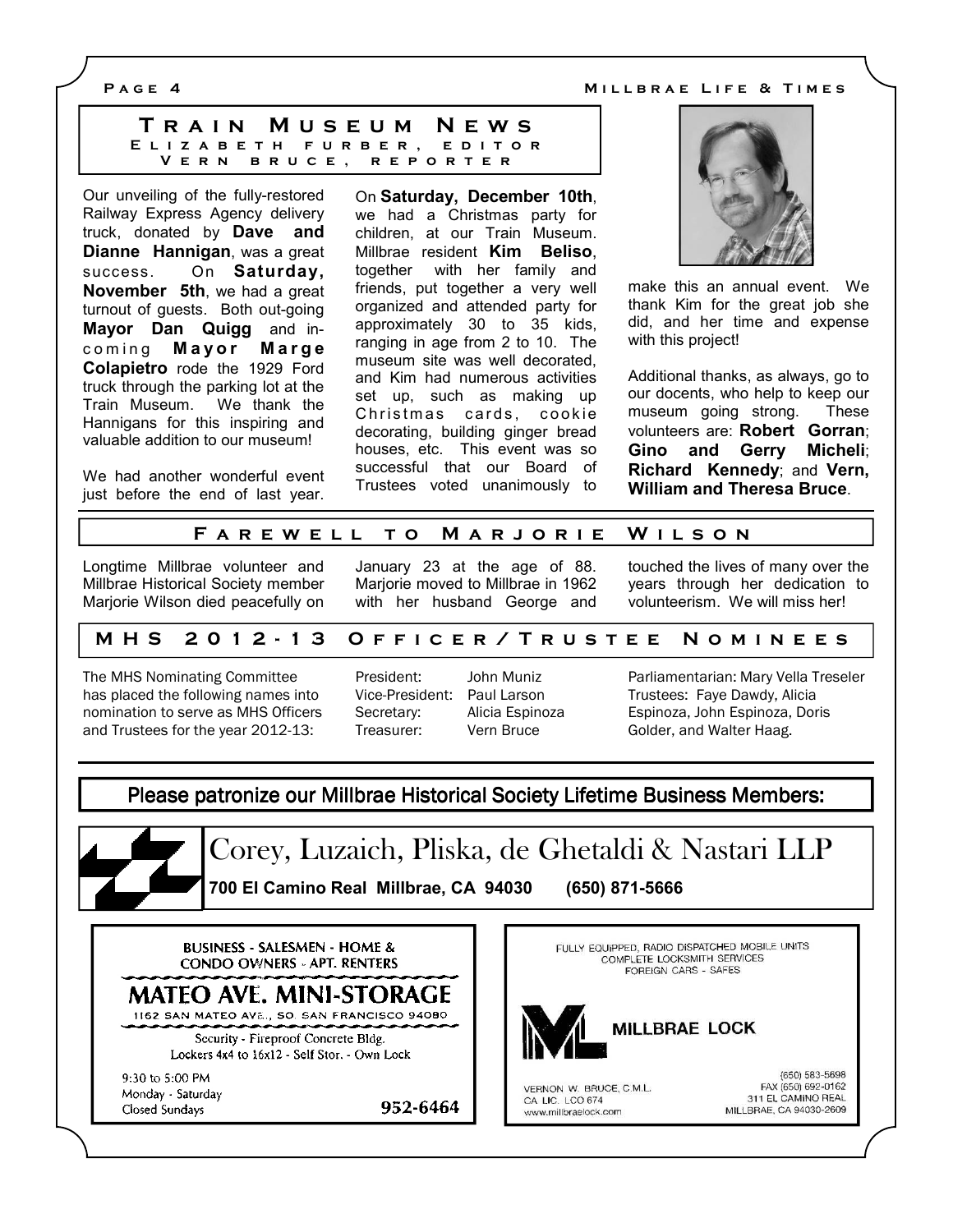## Train Museum News

**Elizabeth Furber, Editor**
**Vern Bruce, Reporter**

Our unveiling of the fully-restored Railway Express Agency delivery truck, donated by **Dave and Dianne Hannigan**, was a great success. On **Saturday, November 5th**, we had a great turnout of guests. Both out-going **Mayor Dan Quigg** and in-coming **Mayor Marge Colapietro** rode the 1929 Ford truck through the parking lot at the Train Museum. We thank the Hannigans for this inspiring and valuable addition to our museum!

We had another wonderful event just before the end of last year. On **Saturday, December 10th**, we had a Christmas party for children, at our Train Museum. Millbrae resident **Kim Beliso**, together with her family and friends, put together a very well organized and attended party for approximately 30 to 35 kids, ranging in age from 2 to 10. The museum site was well decorated, and Kim had numerous activities set up, such as making up Christmas cards, cookie decorating, building ginger bread houses, etc. This event was so successful that our Board of Trustees voted unanimously to make this an annual event. We thank Kim for the great job she did, and her time and expense with this project!

Additional thanks, as always, go to our docents, who help to keep our museum going strong. These volunteers are: **Robert Gorran**; **Gino and Gerry Micheli**; **Richard Kennedy**; and **Vern, William and Theresa Bruce**.

## Farewell to Marjorie Wilson

Longtime Millbrae volunteer and Millbrae Historical Society member Marjorie Wilson died peacefully on January 23 at the age of 88. Marjorie moved to Millbrae in 1962 with her husband George and touched the lives of many over the years through her dedication to volunteerism. We will miss her!

## MHS 2012-13 Officer/Trustee Nominees

The MHS Nominating Committee has placed the following names into nomination to serve as MHS Officers and Trustees for the year 2012-13:

President: John Muniz
Vice-President: Paul Larson
Secretary: Alicia Espinoza
Treasurer: Vern Bruce

Parliamentarian: Mary Vella Treseler
Trustees: Faye Dawdy, Alicia Espinoza, John Espinoza, Doris Golder, and Walter Haag.

## Please patronize our Millbrae Historical Society Lifetime Business Members:

**Corey, Luzaich, Pliska, de Ghetaldi & Nastari LLP**
**700 El Camino Real Millbrae, CA 94030 (650) 871-5666**

BUSINESS - SALESMEN - HOME & CONDO OWNERS - APT. RENTERS

**MATEO AVE. MINI-STORAGE**

1162 SAN MATEO AVE., SO. SAN FRANCISCO 94080

Security - Fireproof Concrete Bldg.
Lockers 4x4 to 16x12 - Self Stor. - Own Lock

9:30 to 5:00 PM
Monday - Saturday
Closed Sundays

952-6464

FULLY EQUIPPED, RADIO DISPATCHED MOBILE UNITS
COMPLETE LOCKSMITH SERVICES
FOREIGN CARS - SAFES

**MILLBRAE LOCK**

VERNON W. BRUCE, C.M.L.
CA LIC. LCO 674
www.millbraelock.com

(650) 583-5698
FAX (650) 692-0162
311 EL CAMINO REAL
MILLBRAE, CA 94030-2609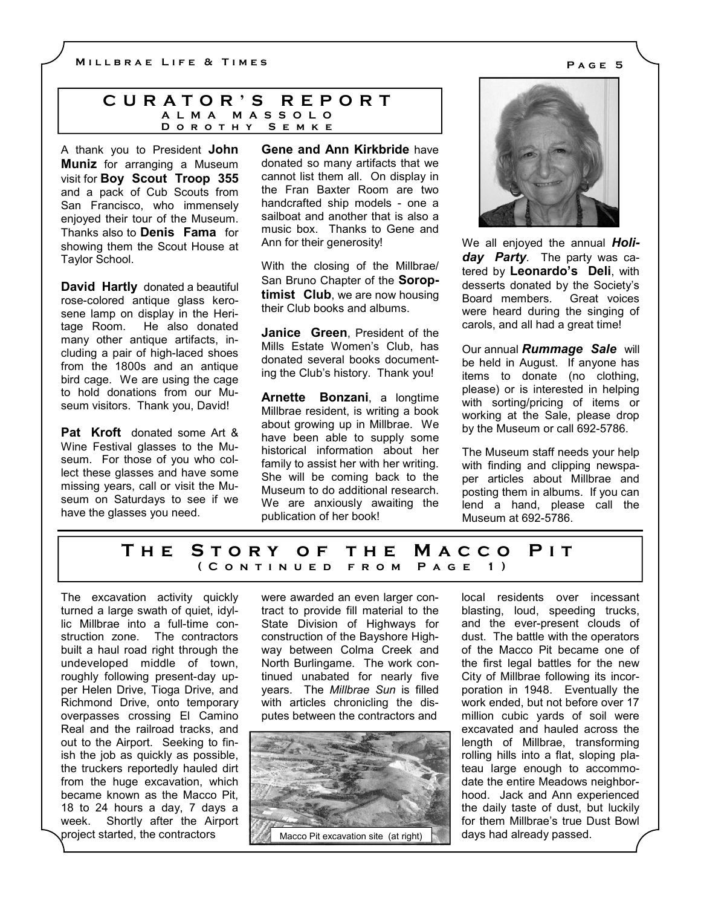## CURATOR'S REPORT

### ALMA MASSOLO
### DOROTHY SEMKE

A thank you to President **John Muniz** for arranging a Museum visit for **Boy Scout Troop 355** and a pack of Cub Scouts from San Francisco, who immensely enjoyed their tour of the Museum. Thanks also to **Denis Fama** for showing them the Scout House at Taylor School.

**David Hartly** donated a beautiful rose-colored antique glass kerosene lamp on display in the Heritage Room. He also donated many other antique artifacts, including a pair of high-laced shoes from the 1800s and an antique bird cage. We are using the cage to hold donations from our Museum visitors. Thank you, David!

**Pat Kroft** donated some Art & Wine Festival glasses to the Museum. For those of you who collect these glasses and have some missing years, call or visit the Museum on Saturdays to see if we have the glasses you need.

**Gene and Ann Kirkbride** have donated so many artifacts that we cannot list them all. On display in the Fran Baxter Room are two handcrafted ship models - one a sailboat and another that is also a music box. Thanks to Gene and Ann for their generosity!

With the closing of the Millbrae/San Bruno Chapter of the **Soroptimist Club**, we are now housing their Club books and albums.

**Janice Green**, President of the Mills Estate Women's Club, has donated several books documenting the Club's history. Thank you!

**Arnette Bonzani**, a longtime Millbrae resident, is writing a book about growing up in Millbrae. We have been able to supply some historical information about her family to assist her with her writing. She will be coming back to the Museum to do additional research. We are anxiously awaiting the publication of her book!

We all enjoyed the annual ***Holiday Party***. The party was catered by **Leonardo's Deli**, with desserts donated by the Society's Board members. Great voices were heard during the singing of carols, and all had a great time!

Our annual ***Rummage Sale*** will be held in August. If anyone has items to donate (no clothing, please) or is interested in helping with sorting/pricing of items or working at the Sale, please drop by the Museum or call 692-5786.

The Museum staff needs your help with finding and clipping newspaper articles about Millbrae and posting them in albums. If you can lend a hand, please call the Museum at 692-5786.

## THE STORY OF THE MACCO PIT

### (CONTINUED FROM PAGE 1)

The excavation activity quickly turned a large swath of quiet, idyllic Millbrae into a full-time construction zone. The contractors built a haul road right through the undeveloped middle of town, roughly following present-day upper Helen Drive, Tioga Drive, and Richmond Drive, onto temporary overpasses crossing El Camino Real and the railroad tracks, and out to the Airport. Seeking to finish the job as quickly as possible, the truckers reportedly hauled dirt from the huge excavation, which became known as the Macco Pit, 18 to 24 hours a day, 7 days a week. Shortly after the Airport project started, the contractors were awarded an even larger contract to provide fill material to the State Division of Highways for construction of the Bayshore Highway between Colma Creek and North Burlingame. The work continued unabated for nearly five years. The *Millbrae Sun* is filled with articles chronicling the disputes between the contractors and local residents over incessant blasting, loud, speeding trucks, and the ever-present clouds of dust. The battle with the operators of the Macco Pit became one of the first legal battles for the new City of Millbrae following its incorporation in 1948. Eventually the work ended, but not before over 17 million cubic yards of soil were excavated and hauled across the length of Millbrae, transforming rolling hills into a flat, sloping plateau large enough to accommodate the entire Meadows neighborhood. Jack and Ann experienced the daily taste of dust, but luckily for them Millbrae's true Dust Bowl days had already passed.

Macco Pit excavation site (at right)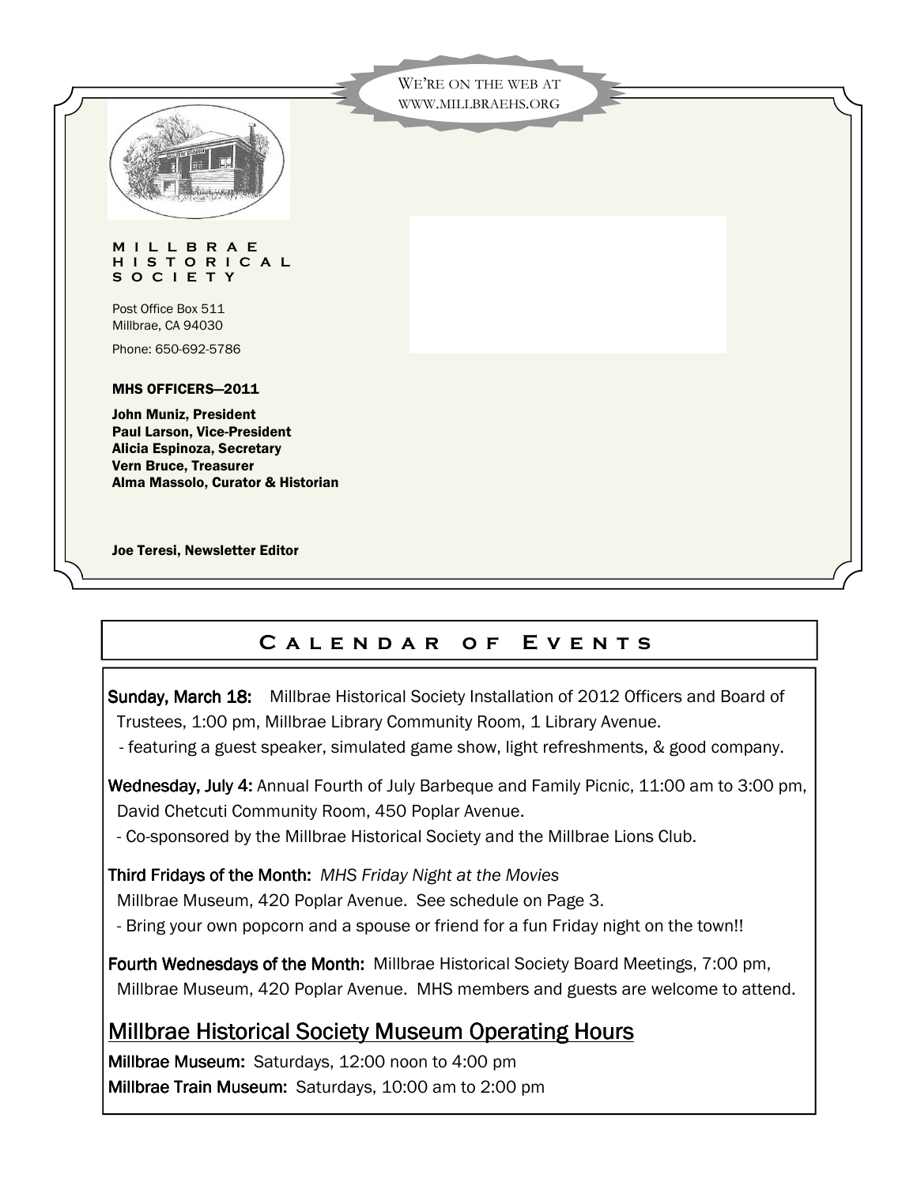WE'RE ON THE WEB AT WWW.MILLBRAEHS.ORG

**MILLBRAE HISTORICAL SOCIETY**

Post Office Box 511
Millbrae, CA 94030

Phone: 650-692-5786

**MHS OFFICERS—2011**

**John Muniz, President**
**Paul Larson, Vice-President**
**Alicia Espinoza, Secretary**
**Vern Bruce, Treasurer**
**Alma Massolo, Curator & Historian**

**Joe Teresi, Newsletter Editor**

## Calendar of Events

**Sunday, March 18:** Millbrae Historical Society Installation of 2012 Officers and Board of Trustees, 1:00 pm, Millbrae Library Community Room, 1 Library Avenue.
- featuring a guest speaker, simulated game show, light refreshments, & good company.

**Wednesday, July 4:** Annual Fourth of July Barbeque and Family Picnic, 11:00 am to 3:00 pm, David Chetcuti Community Room, 450 Poplar Avenue.
- Co-sponsored by the Millbrae Historical Society and the Millbrae Lions Club.

**Third Fridays of the Month:** *MHS Friday Night at the Movies*
Millbrae Museum, 420 Poplar Avenue. See schedule on Page 3.
- Bring your own popcorn and a spouse or friend for a fun Friday night on the town!!

**Fourth Wednesdays of the Month:** Millbrae Historical Society Board Meetings, 7:00 pm, Millbrae Museum, 420 Poplar Avenue. MHS members and guests are welcome to attend.

## Millbrae Historical Society Museum Operating Hours

**Millbrae Museum:** Saturdays, 12:00 noon to 4:00 pm
**Millbrae Train Museum:** Saturdays, 10:00 am to 2:00 pm